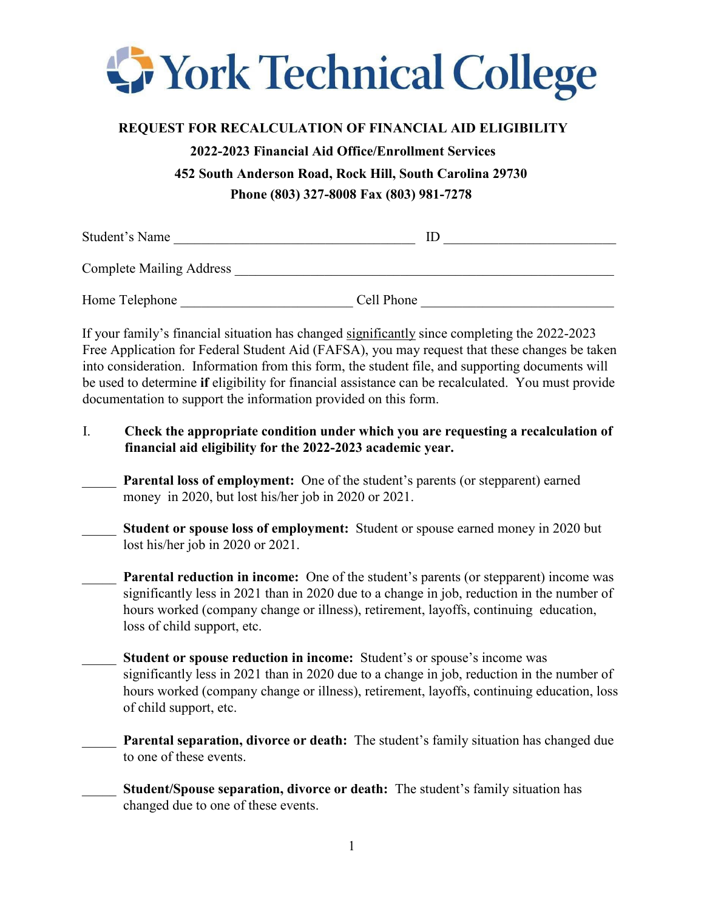# York Technical College

**REQUEST FOR RECALCULATION OF FINANCIAL AID ELIGIBILITY**

**2022-2023 Financial Aid Office/Enrollment Services**

**452 South Anderson Road, Rock Hill, South Carolina 29730**

**Phone (803) 327-8008 Fax (803) 981-7278**

Student's Name ___________________________________ ID ________________________

Complete Mailing Address _______________________________________________________

Home Telephone ________________________ Cell Phone ____________________________

If your family's financial situation has changed significantly since completing the 2022-2023 Free Application for Federal Student Aid (FAFSA), you may request that these changes be taken into consideration. Information from this form, the student file, and supporting documents will be used to determine **if** eligibility for financial assistance can be recalculated. You must provide documentation to support the information provided on this form.

I. **Check the appropriate condition under which you are requesting a recalculation of financial aid eligibility for the 2022-2023 academic year.**

_____ **Parental loss of employment:** One of the student's parents (or stepparent) earned money in 2020, but lost his/her job in 2020 or 2021.

_____ **Student or spouse loss of employment:** Student or spouse earned money in 2020 but lost his/her job in 2020 or 2021.

_____ **Parental reduction in income:** One of the student's parents (or stepparent) income was significantly less in 2021 than in 2020 due to a change in job, reduction in the number of hours worked (company change or illness), retirement, layoffs, continuing education, loss of child support, etc.

_____ **Student or spouse reduction in income:** Student's or spouse's income was significantly less in 2021 than in 2020 due to a change in job, reduction in the number of hours worked (company change or illness), retirement, layoffs, continuing education, loss of child support, etc.

_____ **Parental separation, divorce or death:** The student's family situation has changed due to one of these events.

_____ **Student/Spouse separation, divorce or death:** The student's family situation has changed due to one of these events.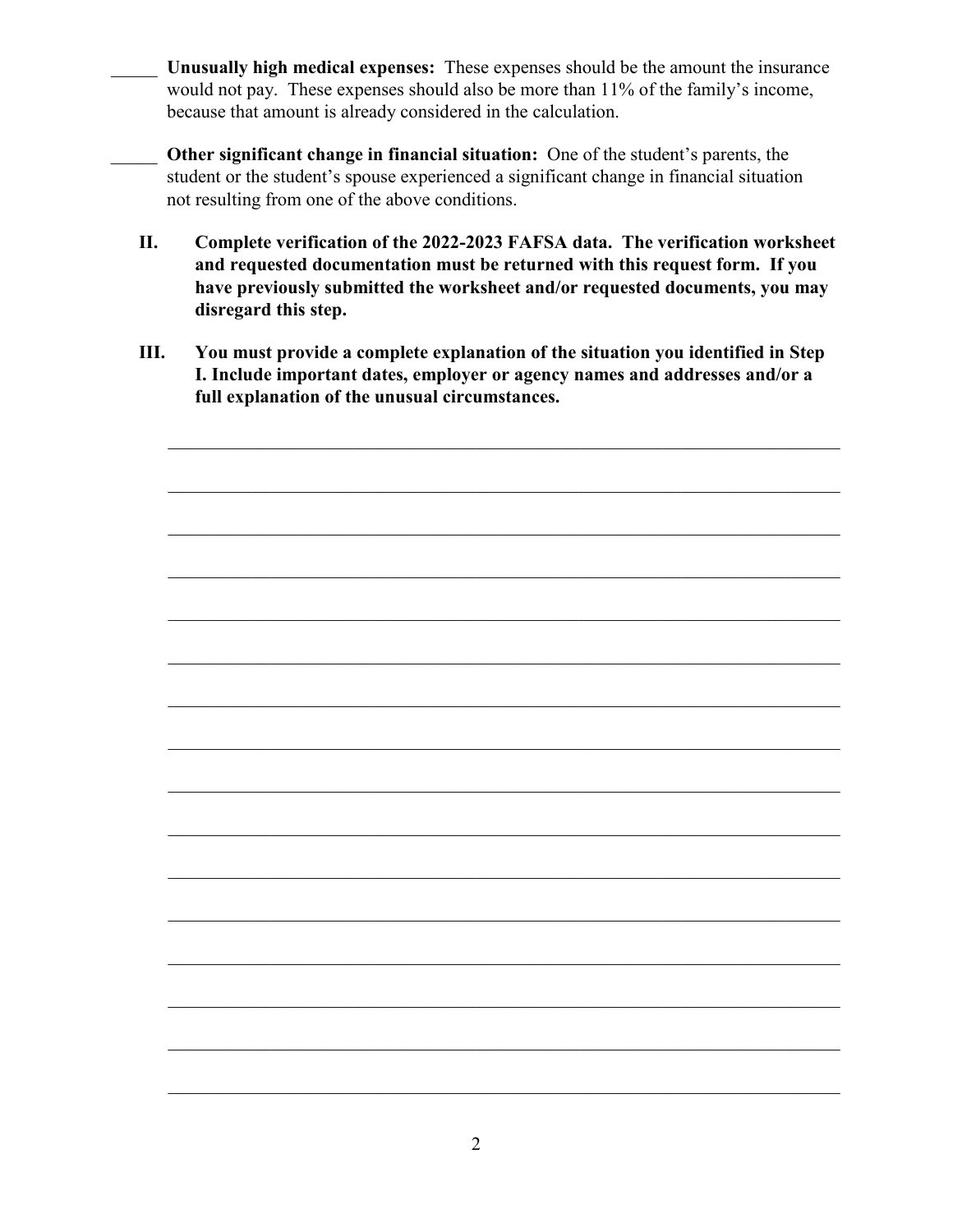_____ **Unusually high medical expenses:** These expenses should be the amount the insurance would not pay. These expenses should also be more than 11% of the family's income, because that amount is already considered in the calculation.

_____ **Other significant change in financial situation:** One of the student's parents, the student or the student's spouse experienced a significant change in financial situation not resulting from one of the above conditions.

**II. Complete verification of the 2022-2023 FAFSA data. The verification worksheet and requested documentation must be returned with this request form. If you have previously submitted the worksheet and/or requested documents, you may disregard this step.**

**III. You must provide a complete explanation of the situation you identified in Step I. Include important dates, employer or agency names and addresses and/or a full explanation of the unusual circumstances.**

________________________________________________________________________

________________________________________________________________________

________________________________________________________________________

________________________________________________________________________

________________________________________________________________________

________________________________________________________________________

________________________________________________________________________

________________________________________________________________________

________________________________________________________________________

________________________________________________________________________

________________________________________________________________________

________________________________________________________________________

________________________________________________________________________

________________________________________________________________________

________________________________________________________________________

________________________________________________________________________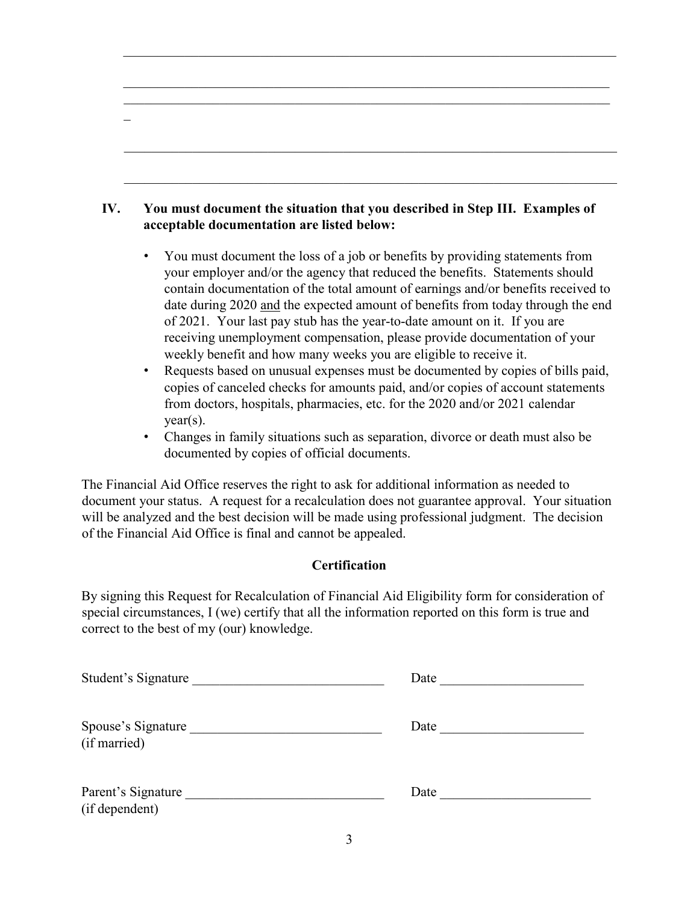\_\_\_\_\_\_\_\_\_\_\_\_\_\_\_\_\_\_\_\_\_\_\_\_\_\_\_\_\_\_\_\_\_\_\_\_\_\_\_\_\_\_\_\_\_\_\_\_\_\_\_\_\_\_\_\_\_\_\_\_\_\_\_\_\_\_\_\_\_\_\_\_\_\_

\_\_\_\_\_\_\_\_\_\_\_\_\_\_\_\_\_\_\_\_\_\_\_\_\_\_\_\_\_\_\_\_\_\_\_\_\_\_\_\_\_\_\_\_\_\_\_\_\_\_\_\_\_\_\_\_\_\_\_\_\_\_\_\_\_\_\_\_\_\_\_\_\_\_

\_\_\_\_\_\_\_\_\_\_\_\_\_\_\_\_\_\_\_\_\_\_\_\_\_\_\_\_\_\_\_\_\_\_\_\_\_\_\_\_\_\_\_\_\_\_\_\_\_\_\_\_\_\_\_\_\_\_\_\_\_\_\_\_\_\_\_\_\_\_\_\_\_\_

\_

\_\_\_\_\_\_\_\_\_\_\_\_\_\_\_\_\_\_\_\_\_\_\_\_\_\_\_\_\_\_\_\_\_\_\_\_\_\_\_\_\_\_\_\_\_\_\_\_\_\_\_\_\_\_\_\_\_\_\_\_\_\_\_\_\_\_\_\_\_\_\_\_\_\_

\_\_\_\_\_\_\_\_\_\_\_\_\_\_\_\_\_\_\_\_\_\_\_\_\_\_\_\_\_\_\_\_\_\_\_\_\_\_\_\_\_\_\_\_\_\_\_\_\_\_\_\_\_\_\_\_\_\_\_\_\_\_\_\_\_\_\_\_\_\_\_\_\_\_

**IV. You must document the situation that you described in Step III. Examples of acceptable documentation are listed below:**

- You must document the loss of a job or benefits by providing statements from your employer and/or the agency that reduced the benefits. Statements should contain documentation of the total amount of earnings and/or benefits received to date during 2020 <u>and</u> the expected amount of benefits from today through the end of 2021. Your last pay stub has the year-to-date amount on it. If you are receiving unemployment compensation, please provide documentation of your weekly benefit and how many weeks you are eligible to receive it.
- Requests based on unusual expenses must be documented by copies of bills paid, copies of canceled checks for amounts paid, and/or copies of account statements from doctors, hospitals, pharmacies, etc. for the 2020 and/or 2021 calendar year(s).
- Changes in family situations such as separation, divorce or death must also be documented by copies of official documents.

The Financial Aid Office reserves the right to ask for additional information as needed to document your status. A request for a recalculation does not guarantee approval. Your situation will be analyzed and the best decision will be made using professional judgment. The decision of the Financial Aid Office is final and cannot be appealed.

**Certification**

By signing this Request for Recalculation of Financial Aid Eligibility form for consideration of special circumstances, I (we) certify that all the information reported on this form is true and correct to the best of my (our) knowledge.

Student's Signature \_\_\_\_\_\_\_\_\_\_\_\_\_\_\_\_\_\_\_\_\_\_\_\_\_\_\_\_ Date \_\_\_\_\_\_\_\_\_\_\_\_\_\_\_\_\_\_\_\_\_

Spouse's Signature \_\_\_\_\_\_\_\_\_\_\_\_\_\_\_\_\_\_\_\_\_\_\_\_\_\_\_\_ Date \_\_\_\_\_\_\_\_\_\_\_\_\_\_\_\_\_\_\_\_\_
(if married)

Parent's Signature \_\_\_\_\_\_\_\_\_\_\_\_\_\_\_\_\_\_\_\_\_\_\_\_\_\_\_\_\_ Date \_\_\_\_\_\_\_\_\_\_\_\_\_\_\_\_\_\_\_\_\_\_
(if dependent)